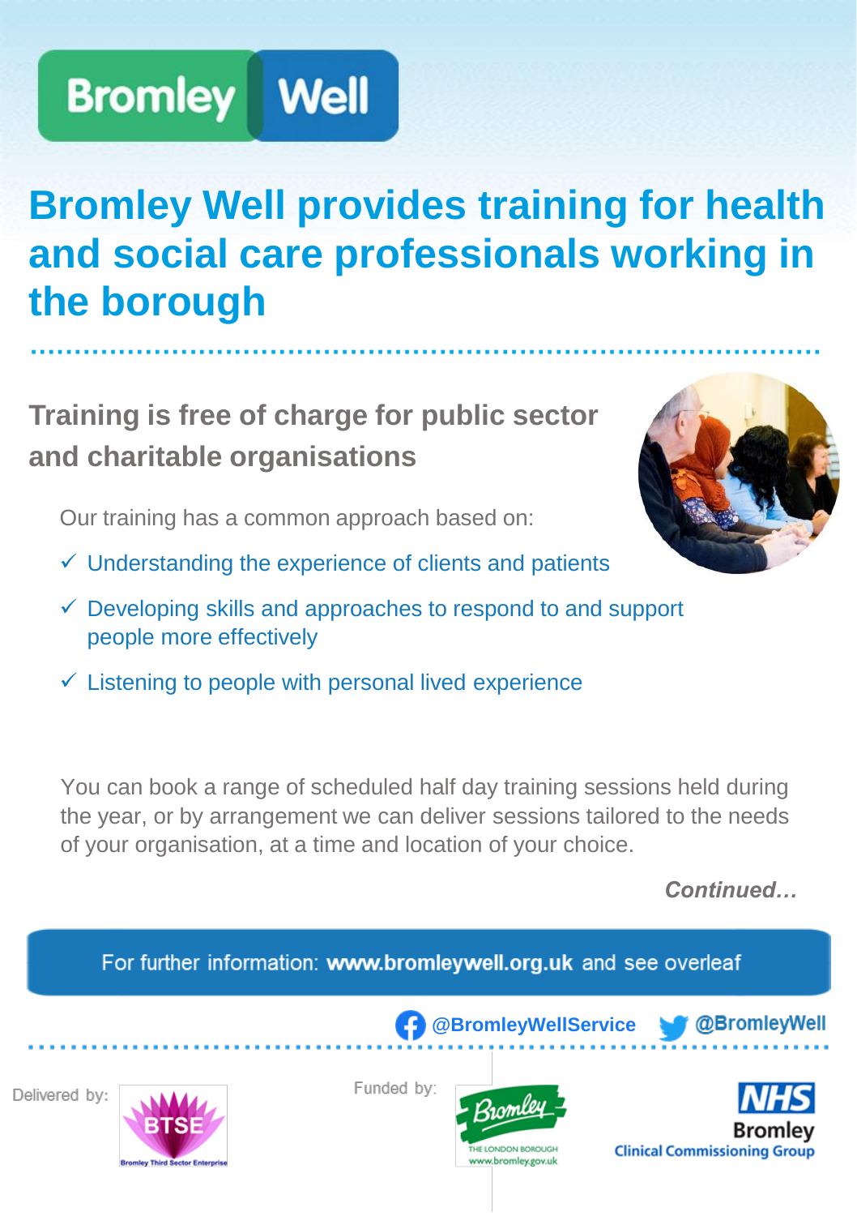Bromley Well

# Bromley Well provides training for health and social care professionals working in the borough

## Training is free of charge for public sector and charitable organisations

Our training has a common approach based on:

- ✓ Understanding the experience of clients and patients
- ✓ Developing skills and approaches to respond to and support people more effectively
- ✓ Listening to people with personal lived experience

You can book a range of scheduled half day training sessions held during the year, or by arrangement we can deliver sessions tailored to the needs of your organisation, at a time and location of your choice.

***Continued…***

For further information: **www.bromleywell.org.uk** and see overleaf

**@BromleyWellService** **@BromleyWell**

Delivered by: BTSE Bromley Third Sector Enterprise

Funded by: Bromley The London Borough www.bromley.gov.uk

NHS Bromley Clinical Commissioning Group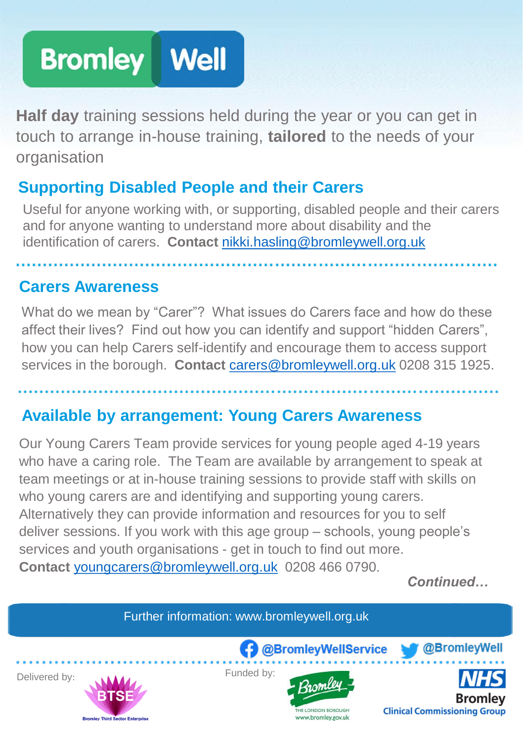Bromley Well

**Half day** training sessions held during the year or you can get in touch to arrange in-house training, **tailored** to the needs of your organisation

## Supporting Disabled People and their Carers

Useful for anyone working with, or supporting, disabled people and their carers and for anyone wanting to understand more about disability and the identification of carers. **Contact** nikki.hasling@bromleywell.org.uk

## Carers Awareness

What do we mean by "Carer"? What issues do Carers face and how do these affect their lives? Find out how you can identify and support "hidden Carers", how you can help Carers self-identify and encourage them to access support services in the borough. **Contact** carers@bromleywell.org.uk 0208 315 1925.

## Available by arrangement: Young Carers Awareness

Our Young Carers Team provide services for young people aged 4-19 years who have a caring role. The Team are available by arrangement to speak at team meetings or at in-house training sessions to provide staff with skills on who young carers are and identifying and supporting young carers. Alternatively they can provide information and resources for you to self deliver sessions. If you work with this age group – schools, young people's services and youth organisations - get in touch to find out more.
**Contact** youngcarers@bromleywell.org.uk 0208 466 0790.

***Continued…***

Further information: www.bromleywell.org.uk

@BromleyWellService @BromleyWell

Delivered by: BTSE Bromley Third Sector Enterprise

Funded by: Bromley The London Borough www.bromley.gov.uk; NHS Bromley Clinical Commissioning Group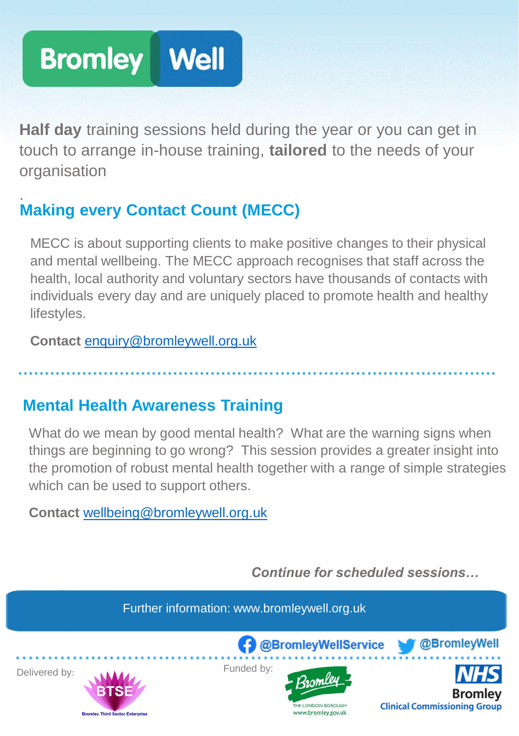# Bromley Well

**Half day** training sessions held during the year or you can get in touch to arrange in-house training, **tailored** to the needs of your organisation

## Making every Contact Count (MECC)

MECC is about supporting clients to make positive changes to their physical and mental wellbeing. The MECC approach recognises that staff across the health, local authority and voluntary sectors have thousands of contacts with individuals every day and are uniquely placed to promote health and healthy lifestyles.

**Contact** enquiry@bromleywell.org.uk

## Mental Health Awareness Training

What do we mean by good mental health? What are the warning signs when things are beginning to go wrong? This session provides a greater insight into the promotion of robust mental health together with a range of simple strategies which can be used to support others.

**Contact** wellbeing@bromleywell.org.uk

***Continue for scheduled sessions…***

Further information: www.bromleywell.org.uk

@BromleyWellService @BromleyWell

Delivered by: BTSE Bromley Third Sector Enterprise

Funded by: Bromley THE LONDON BOROUGH www.bromley.gov.uk — NHS Bromley Clinical Commissioning Group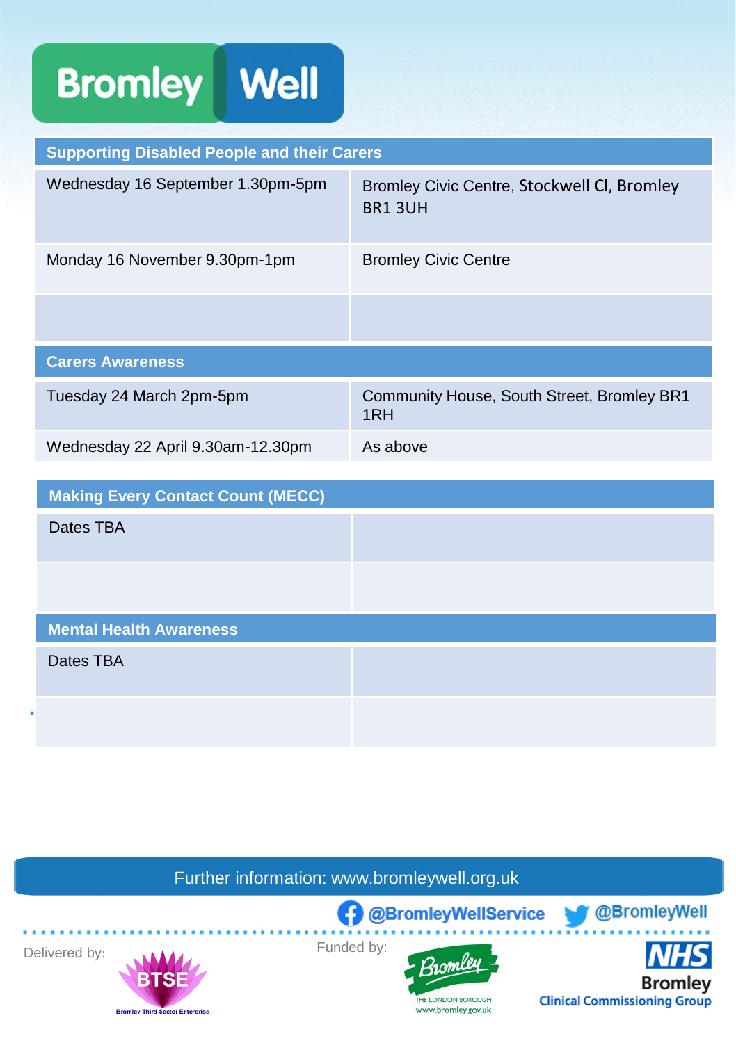# Bromley Well

| Supporting Disabled People and their Carers | |
|---|---|
| Wednesday 16 September 1.30pm-5pm | Bromley Civic Centre, Stockwell Cl, Bromley BR1 3UH |
| Monday 16 November 9.30pm-1pm | Bromley Civic Centre |
| | |

| Carers Awareness | |
|---|---|
| Tuesday 24 March 2pm-5pm | Community House, South Street, Bromley BR1 1RH |
| Wednesday 22 April 9.30am-12.30pm | As above |

| Making Every Contact Count (MECC) | |
|---|---|
| Dates TBA | |
| | |

| Mental Health Awareness | |
|---|---|
| Dates TBA | |
| | |

Further information: www.bromleywell.org.uk

@BromleyWellService @BromleyWell

Delivered by: BTSE Bromley Third Sector Enterprise

Funded by: Bromley THE LONDON BOROUGH www.bromley.gov.uk

NHS Bromley Clinical Commissioning Group